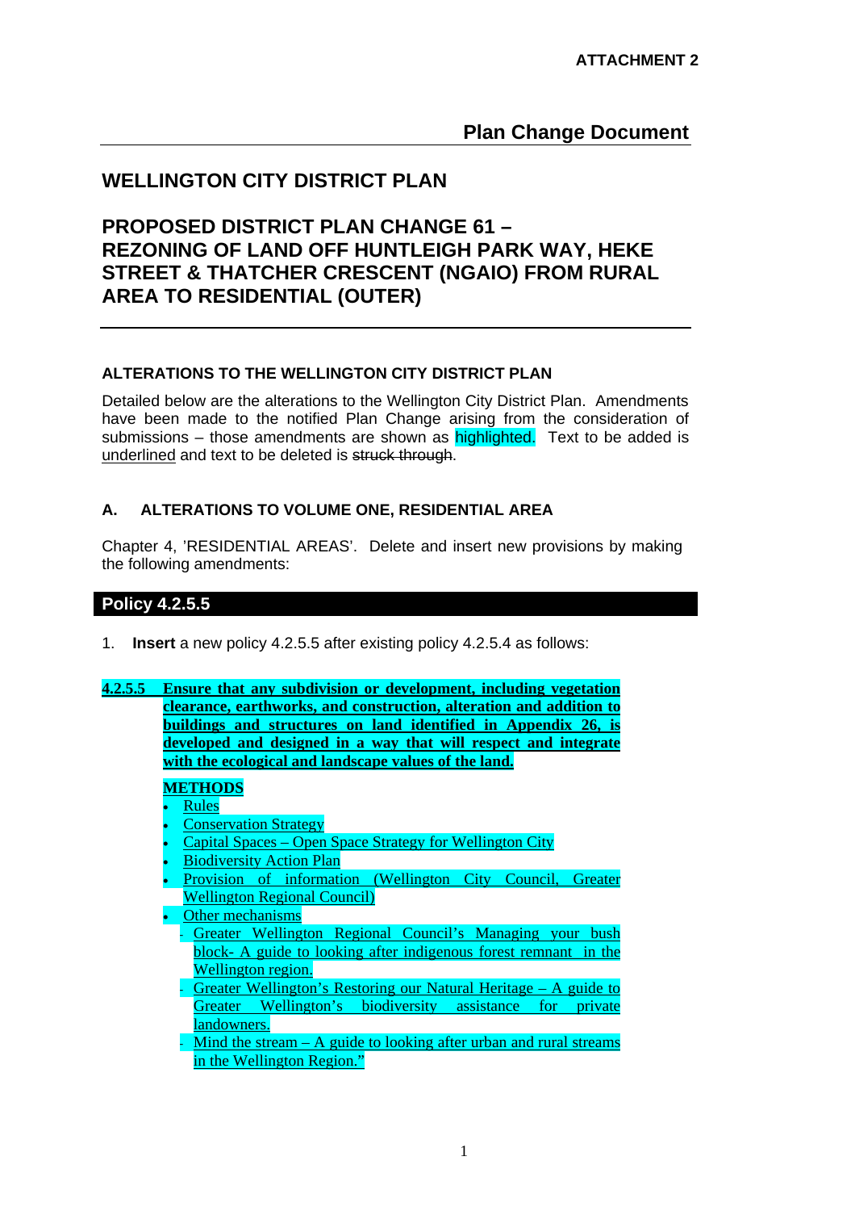ATTACHMENT 2

# Plan Change Document

## WELLINGTON CITY DISTRICT PLAN

## PROPOSED DISTRICT PLAN CHANGE 61 – REZONING OF LAND OFF HUNTLEIGH PARK WAY, HEKE STREET & THATCHER CRESCENT (NGAIO) FROM RURAL AREA TO RESIDENTIAL (OUTER)

### ALTERATIONS TO THE WELLINGTON CITY DISTRICT PLAN

Detailed below are the alterations to the Wellington City District Plan. Amendments have been made to the notified Plan Change arising from the consideration of submissions – those amendments are shown as highlighted. Text to be added is underlined and text to be deleted is ~~struck through~~.

### A. ALTERATIONS TO VOLUME ONE, RESIDENTIAL AREA

Chapter 4, 'RESIDENTIAL AREAS'. Delete and insert new provisions by making the following amendments:

### Policy 4.2.5.5

1. **Insert** a new policy 4.2.5.5 after existing policy 4.2.5.4 as follows:

**4.2.5.5 Ensure that any subdivision or development, including vegetation clearance, earthworks, and construction, alteration and addition to buildings and structures on land identified in Appendix 26, is developed and designed in a way that will respect and integrate with the ecological and landscape values of the land.**

**METHODS**

- Rules
- Conservation Strategy
- Capital Spaces – Open Space Strategy for Wellington City
- Biodiversity Action Plan
- Provision of information (Wellington City Council, Greater Wellington Regional Council)
- Other mechanisms
  - Greater Wellington Regional Council's Managing your bush block- A guide to looking after indigenous forest remnant in the Wellington region.
  - Greater Wellington's Restoring our Natural Heritage – A guide to Greater Wellington's biodiversity assistance for private landowners.
  - Mind the stream – A guide to looking after urban and rural streams in the Wellington Region."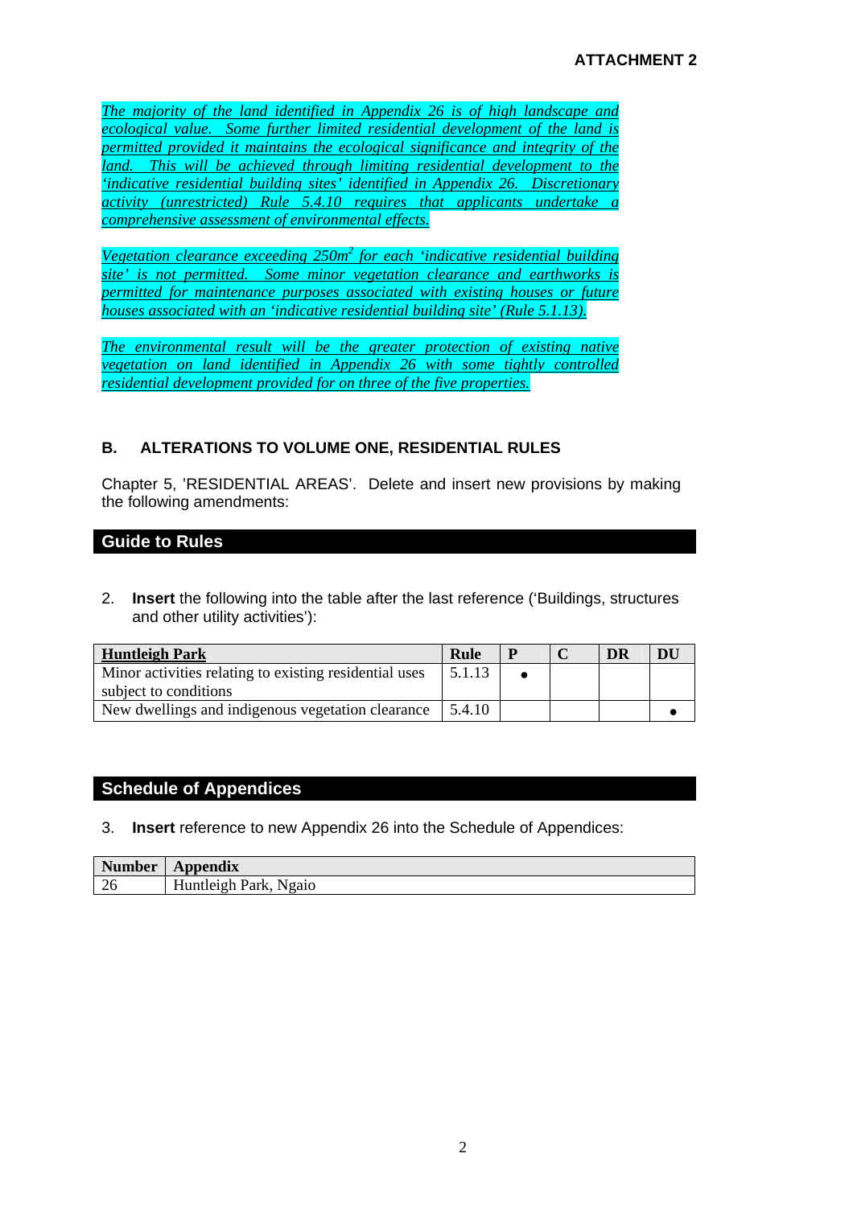**ATTACHMENT 2**

*The majority of the land identified in Appendix 26 is of high landscape and ecological value. Some further limited residential development of the land is permitted provided it maintains the ecological significance and integrity of the land. This will be achieved through limiting residential development to the 'indicative residential building sites' identified in Appendix 26. Discretionary activity (unrestricted) Rule 5.4.10 requires that applicants undertake a comprehensive assessment of environmental effects.*

*Vegetation clearance exceeding 250m² for each 'indicative residential building site' is not permitted. Some minor vegetation clearance and earthworks is permitted for maintenance purposes associated with existing houses or future houses associated with an 'indicative residential building site' (Rule 5.1.13).*

*The environmental result will be the greater protection of existing native vegetation on land identified in Appendix 26 with some tightly controlled residential development provided for on three of the five properties.*

## B. ALTERATIONS TO VOLUME ONE, RESIDENTIAL RULES

Chapter 5, 'RESIDENTIAL AREAS'. Delete and insert new provisions by making the following amendments:

## Guide to Rules

2. **Insert** the following into the table after the last reference ('Buildings, structures and other utility activities'):

| **Huntleigh Park** | **Rule** | **P** | **C** | **DR** | **DU** |
|---|---|---|---|---|---|
| Minor activities relating to existing residential uses subject to conditions | 5.1.13 | • | | | |
| New dwellings and indigenous vegetation clearance | 5.4.10 | | | | • |

## Schedule of Appendices

3. **Insert** reference to new Appendix 26 into the Schedule of Appendices:

| **Number** | **Appendix** |
|---|---|
| 26 | Huntleigh Park, Ngaio |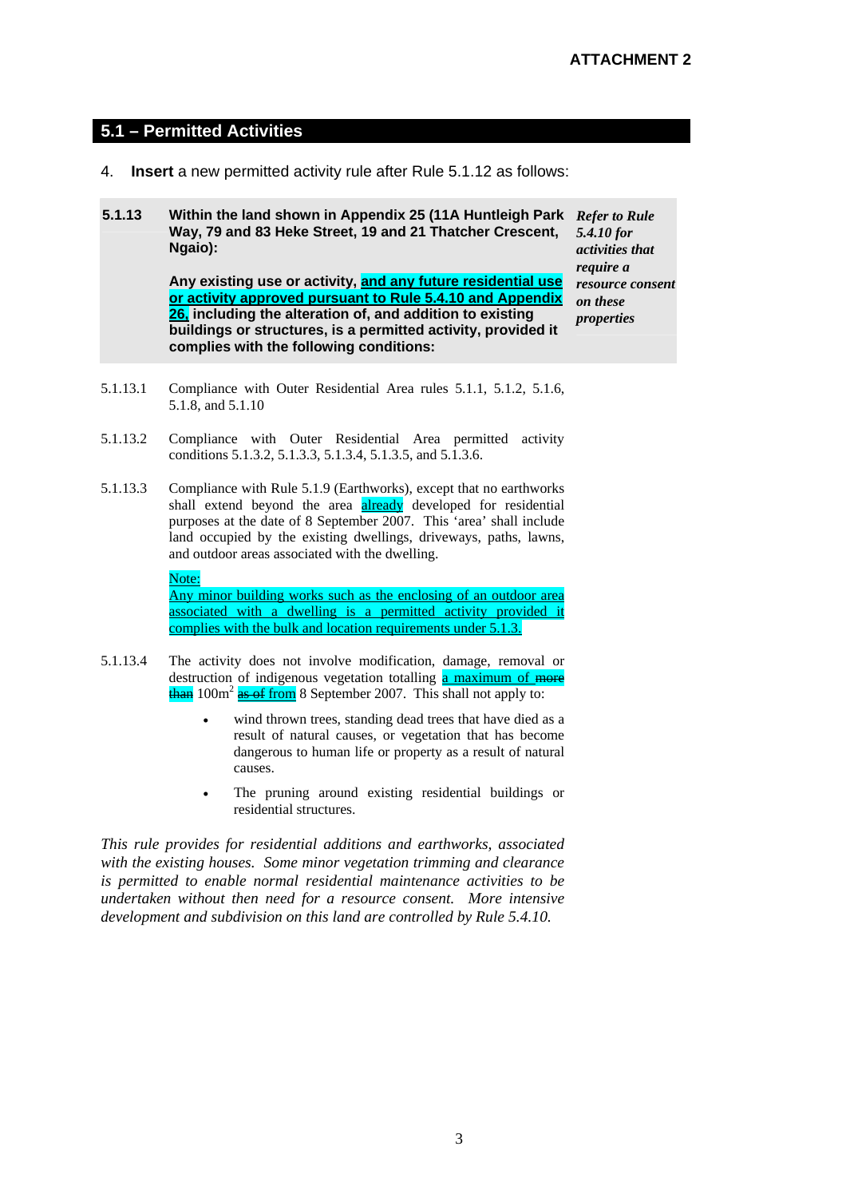ATTACHMENT 2

## 5.1 – Permitted Activities

4. **Insert** a new permitted activity rule after Rule 5.1.12 as follows:

**5.1.13** **Within the land shown in Appendix 25 (11A Huntleigh Park Way, 79 and 83 Heke Street, 19 and 21 Thatcher Crescent, Ngaio):**

**Any existing use or activity, <u>and any future residential use or activity approved pursuant to Rule 5.4.10 and Appendix 26,</u> including the alteration of, and addition to existing buildings or structures, is a permitted activity, provided it complies with the following conditions:**

***Refer to Rule 5.4.10 for activities that require a resource consent on these properties***

5.1.13.1 Compliance with Outer Residential Area rules 5.1.1, 5.1.2, 5.1.6, 5.1.8, and 5.1.10

5.1.13.2 Compliance with Outer Residential Area permitted activity conditions 5.1.3.2, 5.1.3.3, 5.1.3.4, 5.1.3.5, and 5.1.3.6.

5.1.13.3 Compliance with Rule 5.1.9 (Earthworks), except that no earthworks shall extend beyond the area <u>already</u> developed for residential purposes at the date of 8 September 2007. This 'area' shall include land occupied by the existing dwellings, driveways, paths, lawns, and outdoor areas associated with the dwelling.

<u>Note:</u>
<u>Any minor building works such as the enclosing of an outdoor area associated with a dwelling is a permitted activity provided it complies with the bulk and location requirements under 5.1.3.</u>

5.1.13.4 The activity does not involve modification, damage, removal or destruction of indigenous vegetation totalling <u>a maximum of</u> ~~more than~~ 100m² ~~as of~~ <u>from</u> 8 September 2007. This shall not apply to:

- wind thrown trees, standing dead trees that have died as a result of natural causes, or vegetation that has become dangerous to human life or property as a result of natural causes.
- The pruning around existing residential buildings or residential structures.

*This rule provides for residential additions and earthworks, associated with the existing houses. Some minor vegetation trimming and clearance is permitted to enable normal residential maintenance activities to be undertaken without then need for a resource consent. More intensive development and subdivision on this land are controlled by Rule 5.4.10.*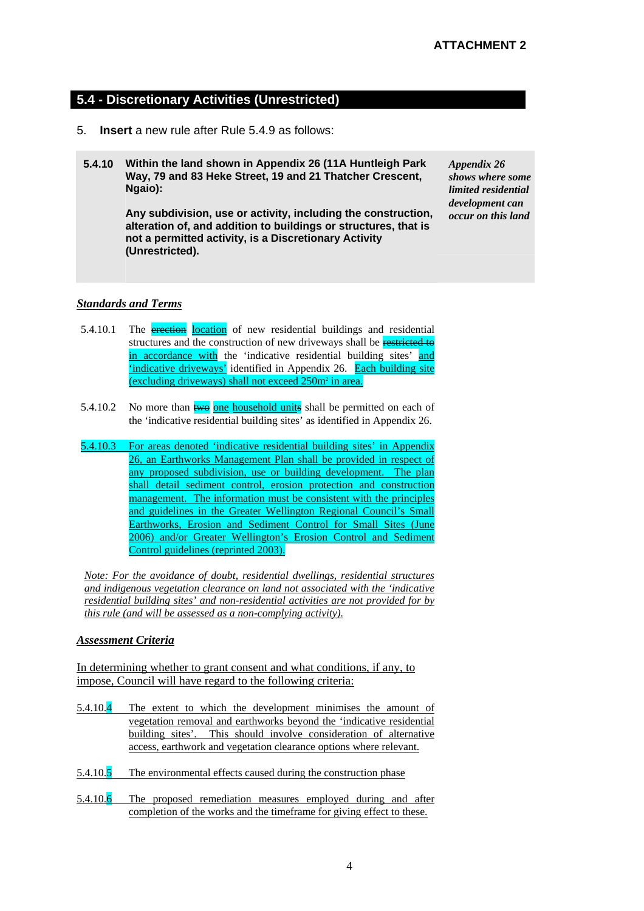**ATTACHMENT 2**

## 5.4 - Discretionary Activities (Unrestricted)

5. **Insert** a new rule after Rule 5.4.9 as follows:

| | | |
|---|---|---|
| **5.4.10** | **Within the land shown in Appendix 26 (11A Huntleigh Park Way, 79 and 83 Heke Street, 19 and 21 Thatcher Crescent, Ngaio):**<br><br>**Any subdivision, use or activity, including the construction, alteration of, and addition to buildings or structures, that is not a permitted activity, is a Discretionary Activity (Unrestricted).** | ***Appendix 26 shows where some limited residential development can occur on this land*** |

***Standards and Terms***

5.4.10.1 The ~~erection~~ location of new residential buildings and residential structures and the construction of new driveways shall be ~~restricted to~~ in accordance with the 'indicative residential building sites' and 'indicative driveways' identified in Appendix 26. Each building site (excluding driveways) shall not exceed 250m² in area.

5.4.10.2 No more than ~~two~~ one household units shall be permitted on each of the 'indicative residential building sites' as identified in Appendix 26.

5.4.10.3 For areas denoted 'indicative residential building sites' in Appendix 26, an Earthworks Management Plan shall be provided in respect of any proposed subdivision, use or building development. The plan shall detail sediment control, erosion protection and construction management. The information must be consistent with the principles and guidelines in the Greater Wellington Regional Council's Small Earthworks, Erosion and Sediment Control for Small Sites (June 2006) and/or Greater Wellington's Erosion Control and Sediment Control guidelines (reprinted 2003).

*Note: For the avoidance of doubt, residential dwellings, residential structures and indigenous vegetation clearance on land not associated with the 'indicative residential building sites' and non-residential activities are not provided for by this rule (and will be assessed as a non-complying activity).*

***Assessment Criteria***

In determining whether to grant consent and what conditions, if any, to impose, Council will have regard to the following criteria:

5.4.10.4 The extent to which the development minimises the amount of vegetation removal and earthworks beyond the 'indicative residential building sites'. This should involve consideration of alternative access, earthwork and vegetation clearance options where relevant.

5.4.10.5 The environmental effects caused during the construction phase

5.4.10.6 The proposed remediation measures employed during and after completion of the works and the timeframe for giving effect to these.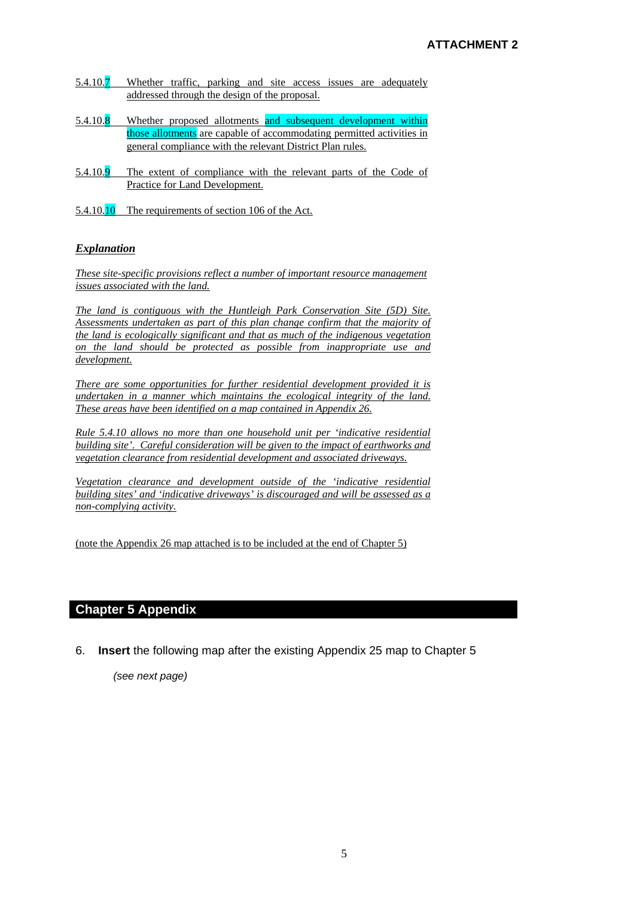**ATTACHMENT 2**

5.4.10.7 Whether traffic, parking and site access issues are adequately addressed through the design of the proposal.

5.4.10.8 Whether proposed allotments and subsequent development within those allotments are capable of accommodating permitted activities in general compliance with the relevant District Plan rules.

5.4.10.9 The extent of compliance with the relevant parts of the Code of Practice for Land Development.

5.4.10.10 The requirements of section 106 of the Act.

### *Explanation*

*These site-specific provisions reflect a number of important resource management issues associated with the land.*

*The land is contiguous with the Huntleigh Park Conservation Site (5D) Site. Assessments undertaken as part of this plan change confirm that the majority of the land is ecologically significant and that as much of the indigenous vegetation on the land should be protected as possible from inappropriate use and development.*

*There are some opportunities for further residential development provided it is undertaken in a manner which maintains the ecological integrity of the land. These areas have been identified on a map contained in Appendix 26.*

*Rule 5.4.10 allows no more than one household unit per 'indicative residential building site'. Careful consideration will be given to the impact of earthworks and vegetation clearance from residential development and associated driveways.*

*Vegetation clearance and development outside of the 'indicative residential building sites' and 'indicative driveways' is discouraged and will be assessed as a non-complying activity.*

(note the Appendix 26 map attached is to be included at the end of Chapter 5)

## Chapter 5 Appendix

6. **Insert** the following map after the existing Appendix 25 map to Chapter 5

   *(see next page)*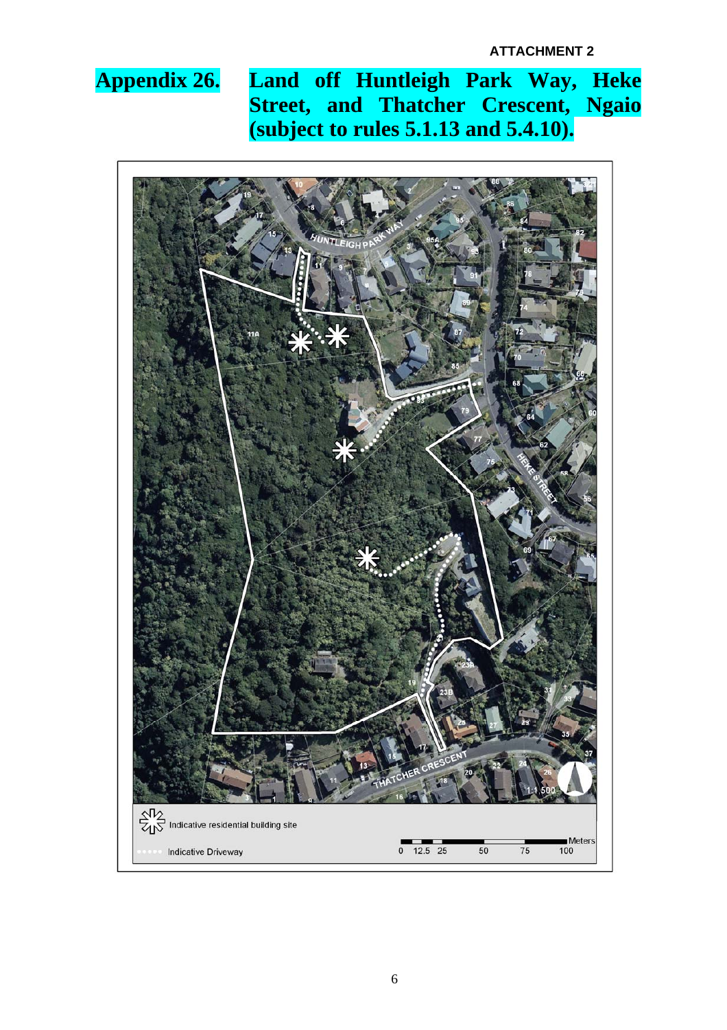**ATTACHMENT 2**

# Appendix 26. Land off Huntleigh Park Way, Heke Street, and Thatcher Crescent, Ngaio (subject to rules 5.1.13 and 5.4.10).

Indicative residential building site

Indicative Driveway

1:1,500

Meters

0 12.5 25 50 75 100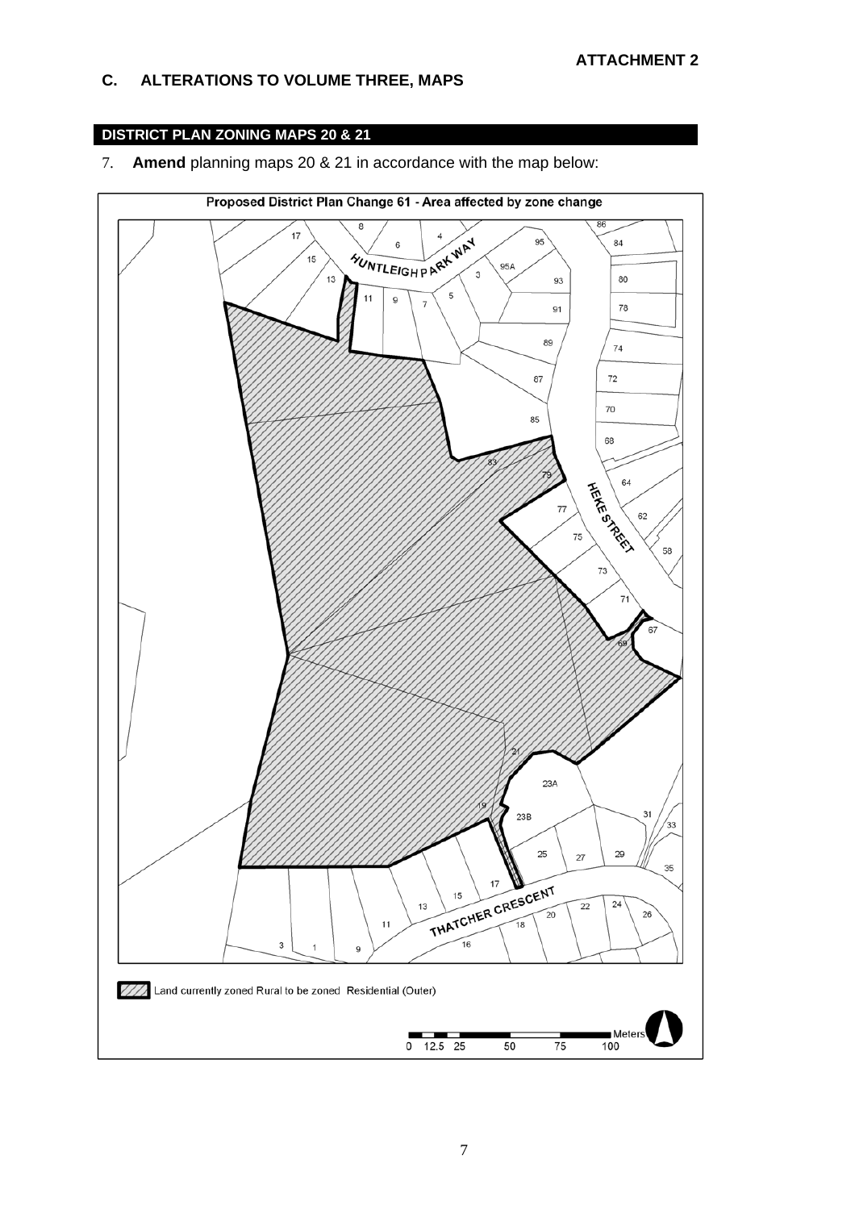**ATTACHMENT 2**

## C. ALTERATIONS TO VOLUME THREE, MAPS

### DISTRICT PLAN ZONING MAPS 20 & 21

7. **Amend** planning maps 20 & 21 in accordance with the map below:

Proposed District Plan Change 61 - Area affected by zone change

HUNTLEIGH PARK WAY

HEKE STREET

THATCHER CRESCENT

Land currently zoned Rural to be zoned Residential (Outer)

0 12.5 25 50 75 100 Meters